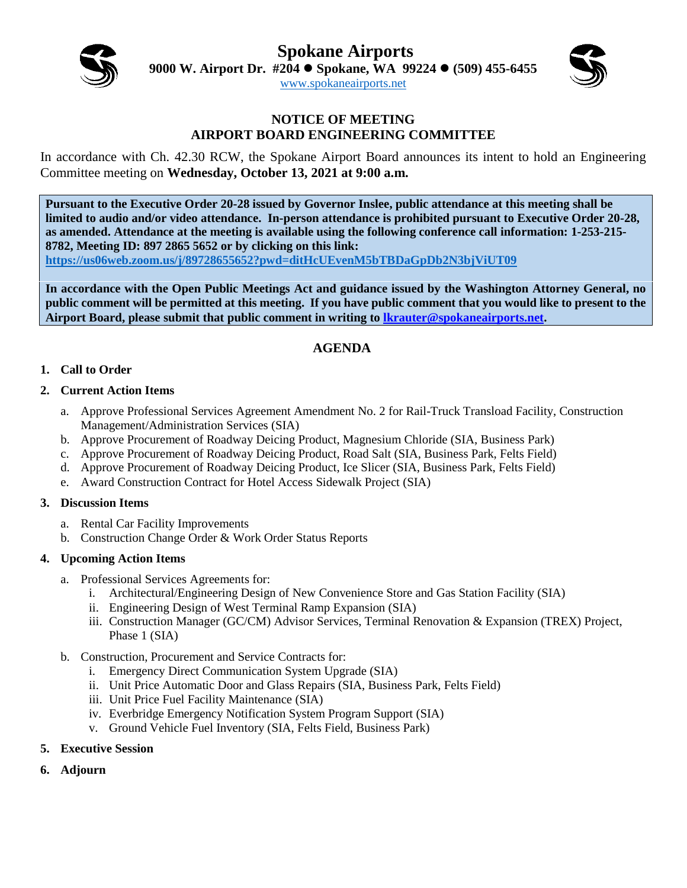# Spokane Airports

**9000 W. Airport Dr. #204 ● Spokane, WA 99224 ● (509) 455-6455**

www.spokaneairports.net

## NOTICE OF MEETING
## AIRPORT BOARD ENGINEERING COMMITTEE

In accordance with Ch. 42.30 RCW, the Spokane Airport Board announces its intent to hold an Engineering Committee meeting on **Wednesday, October 13, 2021 at 9:00 a.m.**

**Pursuant to the Executive Order 20-28 issued by Governor Inslee, public attendance at this meeting shall be limited to audio and/or video attendance. In-person attendance is prohibited pursuant to Executive Order 20-28, as amended. Attendance at the meeting is available using the following conference call information: 1-253-215-8782, Meeting ID: 897 2865 5652 or by clicking on this link:**
**https://us06web.zoom.us/j/89728655652?pwd=ditHcUEvenM5bTBDaGpDb2N3bjViUT09**

**In accordance with the Open Public Meetings Act and guidance issued by the Washington Attorney General, no public comment will be permitted at this meeting. If you have public comment that you would like to present to the Airport Board, please submit that public comment in writing to lkrauter@spokaneairports.net.**

## AGENDA

1. **Call to Order**

2. **Current Action Items**
   a. Approve Professional Services Agreement Amendment No. 2 for Rail-Truck Transload Facility, Construction Management/Administration Services (SIA)
   b. Approve Procurement of Roadway Deicing Product, Magnesium Chloride (SIA, Business Park)
   c. Approve Procurement of Roadway Deicing Product, Road Salt (SIA, Business Park, Felts Field)
   d. Approve Procurement of Roadway Deicing Product, Ice Slicer (SIA, Business Park, Felts Field)
   e. Award Construction Contract for Hotel Access Sidewalk Project (SIA)

3. **Discussion Items**
   a. Rental Car Facility Improvements
   b. Construction Change Order & Work Order Status Reports

4. **Upcoming Action Items**
   a. Professional Services Agreements for:
      i. Architectural/Engineering Design of New Convenience Store and Gas Station Facility (SIA)
      ii. Engineering Design of West Terminal Ramp Expansion (SIA)
      iii. Construction Manager (GC/CM) Advisor Services, Terminal Renovation & Expansion (TREX) Project, Phase 1 (SIA)
   b. Construction, Procurement and Service Contracts for:
      i. Emergency Direct Communication System Upgrade (SIA)
      ii. Unit Price Automatic Door and Glass Repairs (SIA, Business Park, Felts Field)
      iii. Unit Price Fuel Facility Maintenance (SIA)
      iv. Everbridge Emergency Notification System Program Support (SIA)
      v. Ground Vehicle Fuel Inventory (SIA, Felts Field, Business Park)

5. **Executive Session**

6. **Adjourn**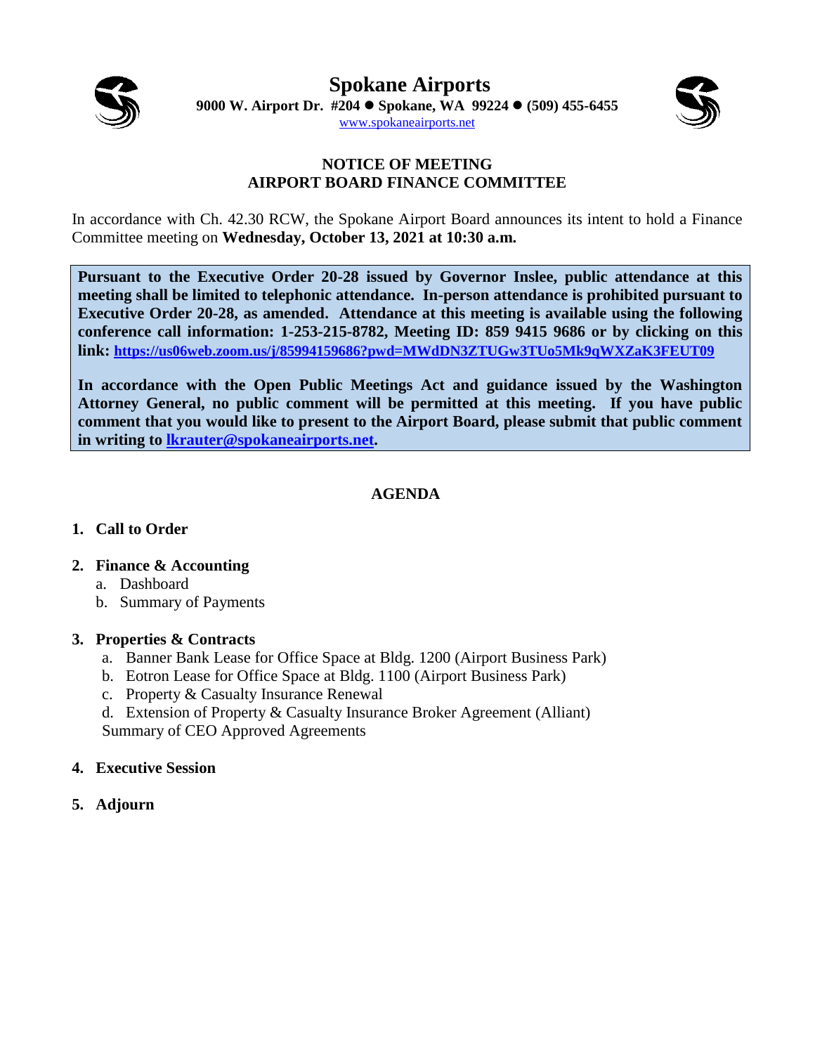# Spokane Airports

**9000 W. Airport Dr. #204 ● Spokane, WA 99224 ● (509) 455-6455**

www.spokaneairports.net

## NOTICE OF MEETING
## AIRPORT BOARD FINANCE COMMITTEE

In accordance with Ch. 42.30 RCW, the Spokane Airport Board announces its intent to hold a Finance Committee meeting on **Wednesday, October 13, 2021 at 10:30 a.m.**

**Pursuant to the Executive Order 20-28 issued by Governor Inslee, public attendance at this meeting shall be limited to telephonic attendance. In-person attendance is prohibited pursuant to Executive Order 20-28, as amended. Attendance at this meeting is available using the following conference call information: 1-253-215-8782, Meeting ID: 859 9415 9686 or by clicking on this link: https://us06web.zoom.us/j/85994159686?pwd=MWdDN3ZTUGw3TUo5Mk9qWXZaK3FEUT09**

**In accordance with the Open Public Meetings Act and guidance issued by the Washington Attorney General, no public comment will be permitted at this meeting. If you have public comment that you would like to present to the Airport Board, please submit that public comment in writing to lkrauter@spokaneairports.net.**

### AGENDA

1. **Call to Order**
2. **Finance & Accounting**
   a. Dashboard
   b. Summary of Payments
3. **Properties & Contracts**
   a. Banner Bank Lease for Office Space at Bldg. 1200 (Airport Business Park)
   b. Eotron Lease for Office Space at Bldg. 1100 (Airport Business Park)
   c. Property & Casualty Insurance Renewal
   d. Extension of Property & Casualty Insurance Broker Agreement (Alliant)
   Summary of CEO Approved Agreements
4. **Executive Session**
5. **Adjourn**